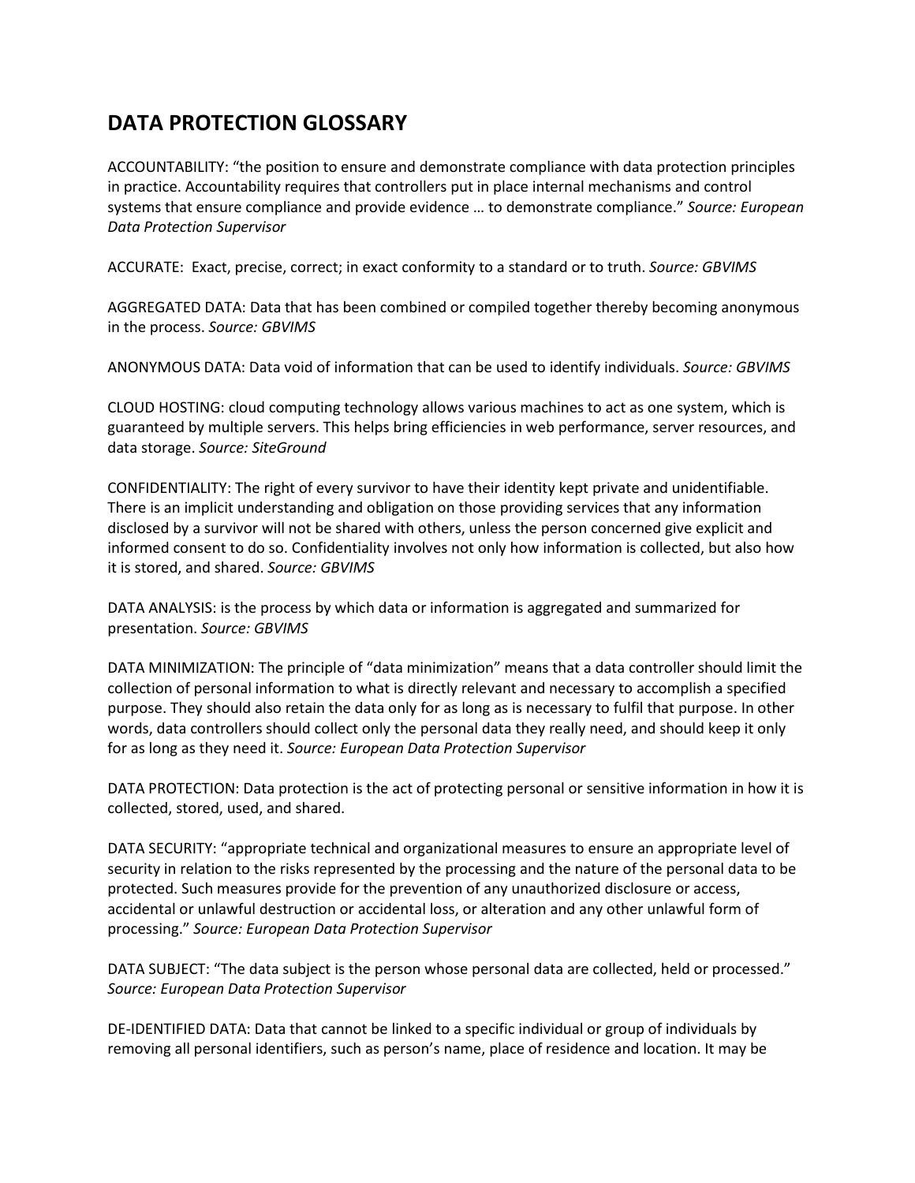# DATA PROTECTION GLOSSARY

ACCOUNTABILITY: "the position to ensure and demonstrate compliance with data protection principles in practice. Accountability requires that controllers put in place internal mechanisms and control systems that ensure compliance and provide evidence … to demonstrate compliance." *Source: European Data Protection Supervisor*

ACCURATE: Exact, precise, correct; in exact conformity to a standard or to truth. *Source: GBVIMS*

AGGREGATED DATA: Data that has been combined or compiled together thereby becoming anonymous in the process. *Source: GBVIMS*

ANONYMOUS DATA: Data void of information that can be used to identify individuals. *Source: GBVIMS*

CLOUD HOSTING: cloud computing technology allows various machines to act as one system, which is guaranteed by multiple servers. This helps bring efficiencies in web performance, server resources, and data storage. *Source: SiteGround*

CONFIDENTIALITY: The right of every survivor to have their identity kept private and unidentifiable. There is an implicit understanding and obligation on those providing services that any information disclosed by a survivor will not be shared with others, unless the person concerned give explicit and informed consent to do so. Confidentiality involves not only how information is collected, but also how it is stored, and shared. *Source: GBVIMS*

DATA ANALYSIS: is the process by which data or information is aggregated and summarized for presentation. *Source: GBVIMS*

DATA MINIMIZATION: The principle of "data minimization" means that a data controller should limit the collection of personal information to what is directly relevant and necessary to accomplish a specified purpose. They should also retain the data only for as long as is necessary to fulfil that purpose. In other words, data controllers should collect only the personal data they really need, and should keep it only for as long as they need it. *Source: European Data Protection Supervisor*

DATA PROTECTION: Data protection is the act of protecting personal or sensitive information in how it is collected, stored, used, and shared.

DATA SECURITY: "appropriate technical and organizational measures to ensure an appropriate level of security in relation to the risks represented by the processing and the nature of the personal data to be protected. Such measures provide for the prevention of any unauthorized disclosure or access, accidental or unlawful destruction or accidental loss, or alteration and any other unlawful form of processing." *Source: European Data Protection Supervisor*

DATA SUBJECT: "The data subject is the person whose personal data are collected, held or processed." *Source: European Data Protection Supervisor*

DE-IDENTIFIED DATA: Data that cannot be linked to a specific individual or group of individuals by removing all personal identifiers, such as person's name, place of residence and location. It may be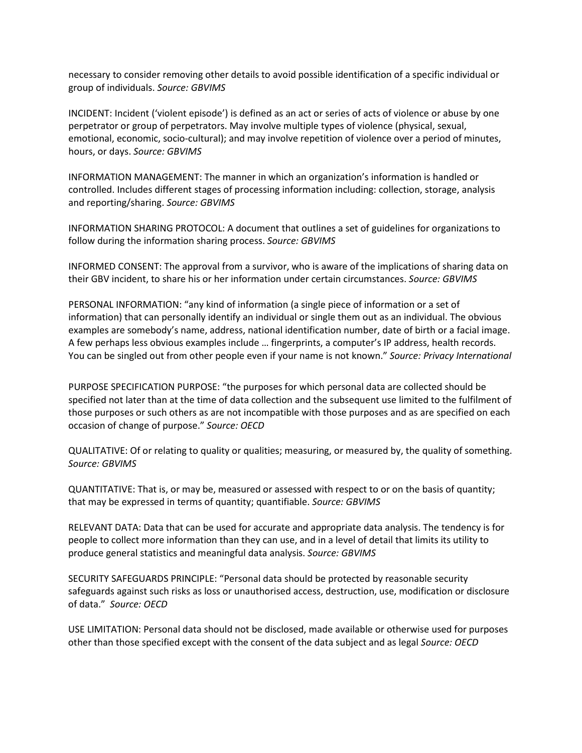necessary to consider removing other details to avoid possible identification of a specific individual or group of individuals. *Source: GBVIMS*

INCIDENT: Incident ('violent episode') is defined as an act or series of acts of violence or abuse by one perpetrator or group of perpetrators. May involve multiple types of violence (physical, sexual, emotional, economic, socio-cultural); and may involve repetition of violence over a period of minutes, hours, or days. *Source: GBVIMS*

INFORMATION MANAGEMENT: The manner in which an organization's information is handled or controlled. Includes different stages of processing information including: collection, storage, analysis and reporting/sharing. *Source: GBVIMS*

INFORMATION SHARING PROTOCOL: A document that outlines a set of guidelines for organizations to follow during the information sharing process. *Source: GBVIMS*

INFORMED CONSENT: The approval from a survivor, who is aware of the implications of sharing data on their GBV incident, to share his or her information under certain circumstances. *Source: GBVIMS*

PERSONAL INFORMATION: "any kind of information (a single piece of information or a set of information) that can personally identify an individual or single them out as an individual. The obvious examples are somebody's name, address, national identification number, date of birth or a facial image. A few perhaps less obvious examples include … fingerprints, a computer's IP address, health records. You can be singled out from other people even if your name is not known." *Source: Privacy International*

PURPOSE SPECIFICATION PURPOSE: "the purposes for which personal data are collected should be specified not later than at the time of data collection and the subsequent use limited to the fulfilment of those purposes or such others as are not incompatible with those purposes and as are specified on each occasion of change of purpose." *Source: OECD*

QUALITATIVE: Of or relating to quality or qualities; measuring, or measured by, the quality of something. *Source: GBVIMS*

QUANTITATIVE: That is, or may be, measured or assessed with respect to or on the basis of quantity; that may be expressed in terms of quantity; quantifiable. *Source: GBVIMS*

RELEVANT DATA: Data that can be used for accurate and appropriate data analysis. The tendency is for people to collect more information than they can use, and in a level of detail that limits its utility to produce general statistics and meaningful data analysis. *Source: GBVIMS*

SECURITY SAFEGUARDS PRINCIPLE: "Personal data should be protected by reasonable security safeguards against such risks as loss or unauthorised access, destruction, use, modification or disclosure of data." *Source: OECD*

USE LIMITATION: Personal data should not be disclosed, made available or otherwise used for purposes other than those specified except with the consent of the data subject and as legal *Source: OECD*